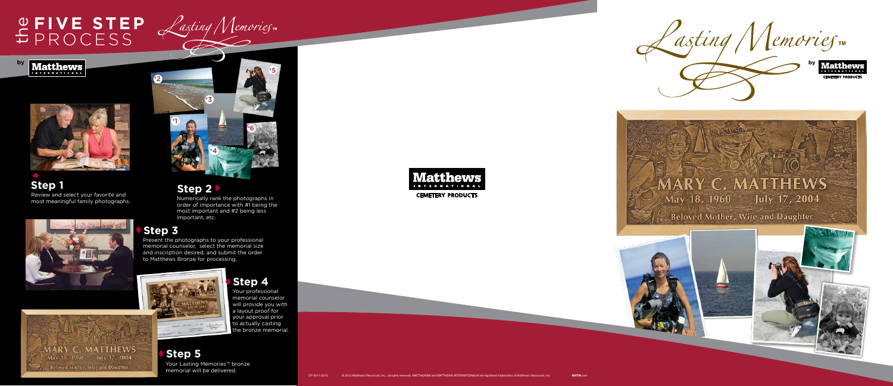# the FIVE STEP PROCESS

*Lasting Memories*™

by Matthews International

## Step 1

Review and select your favorite and most meaningful family photographs.

## Step 2

Numerically rank the photographs in order of importance with #1 being the most important and #2 being less important, etc.

## Step 3

Present the photographs to your professional memorial counselor, select the memorial size and inscription desired, and submit the order to Matthews Bronze for processing.

## Step 4

Your professional memorial counselor will provide you with a layout proof for your approval prior to actually casting the bronze memorial.

## Step 5

Your Lasting Memories™ bronze memorial will be delivered.

Matthews International Cemetery Products

CP-0411-2013 © 2013 Matthews Resources, Inc., all rights reserved. MATTHEWS® and MATTHEWS INTERNATIONAL® are registered trademarks of Matthews Resources, Inc. MATW.com

*Lasting Memories*™

by Matthews International Cemetery Products

MARY C. MATTHEWS
May 18, 1960 July 17, 2004
Beloved Mother, Wife and Daughter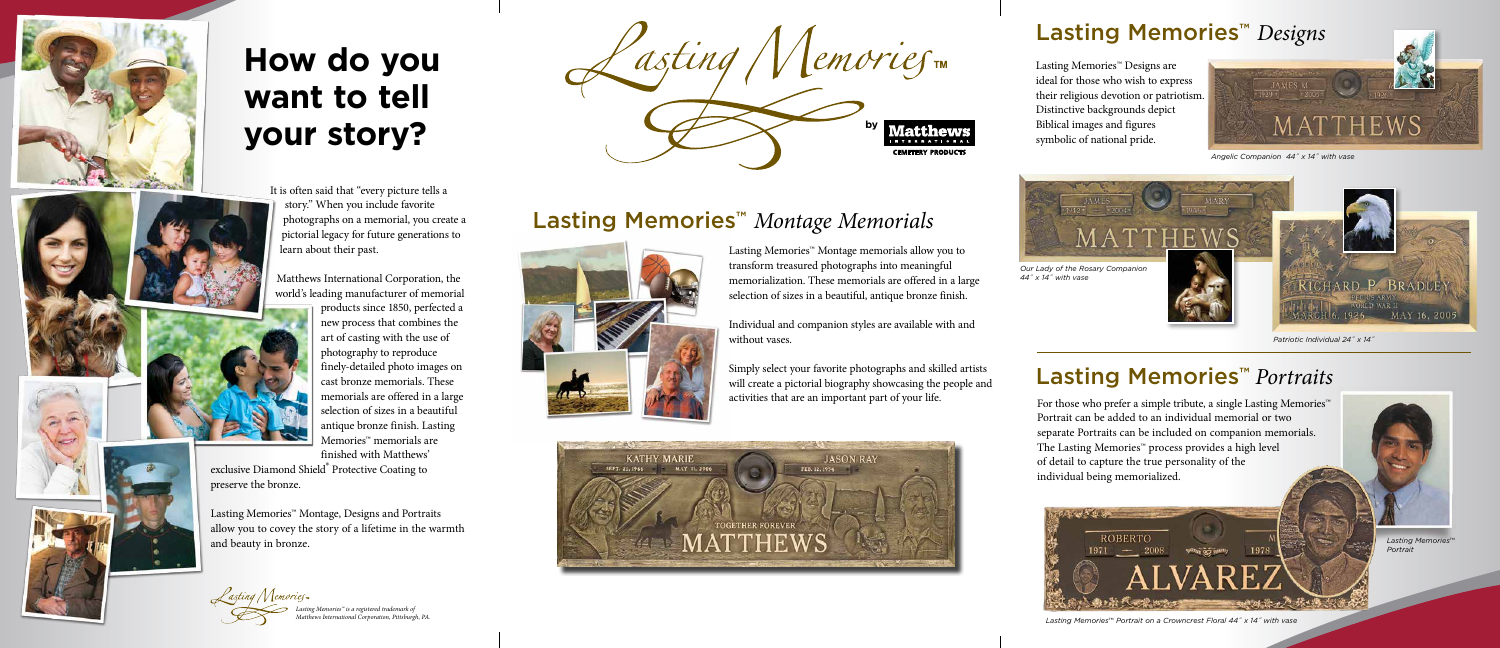# How do you want to tell your story?

It is often said that "every picture tells a story." When you include favorite photographs on a memorial, you create a pictorial legacy for future generations to learn about their past.

Matthews International Corporation, the world's leading manufacturer of memorial products since 1850, perfected a new process that combines the art of casting with the use of photography to reproduce finely-detailed photo images on cast bronze memorials. These memorials are offered in a large selection of sizes in a beautiful antique bronze finish. Lasting Memories™ memorials are finished with Matthews' exclusive Diamond Shield® Protective Coating to preserve the bronze.

Lasting Memories™ Montage, Designs and Portraits allow you to covey the story of a lifetime in the warmth and beauty in bronze.

*Lasting Memories™ is a registered trademark of Matthews International Corporation, Pittsburgh, PA.*

Lasting Memories™ by Matthews International Cemetery Products

## Lasting Memories™ *Montage Memorials*

Lasting Memories™ Montage memorials allow you to transform treasured photographs into meaningful memorialization. These memorials are offered in a large selection of sizes in a beautiful, antique bronze finish.

Individual and companion styles are available with and without vases.

Simply select your favorite photographs and skilled artists will create a pictorial biography showcasing the people and activities that are an important part of your life.

## Lasting Memories™ *Designs*

Lasting Memories™ Designs are ideal for those who wish to express their religious devotion or patriotism. Distinctive backgrounds depict Biblical images and figures symbolic of national pride.

*Angelic Companion 44˝ x 14˝ with vase*

*Our Lady of the Rosary Companion 44˝ x 14˝ with vase*

*Patriotic Individual 24˝ x 14˝*

## Lasting Memories™ *Portraits*

For those who prefer a simple tribute, a single Lasting Memories™ Portrait can be added to an individual memorial or two separate Portraits can be included on companion memorials. The Lasting Memories™ process provides a high level of detail to capture the true personality of the individual being memorialized.

*Lasting Memories™ Portrait*

*Lasting Memories™ Portrait on a Crowncrest Floral 44˝ x 14˝ with vase*